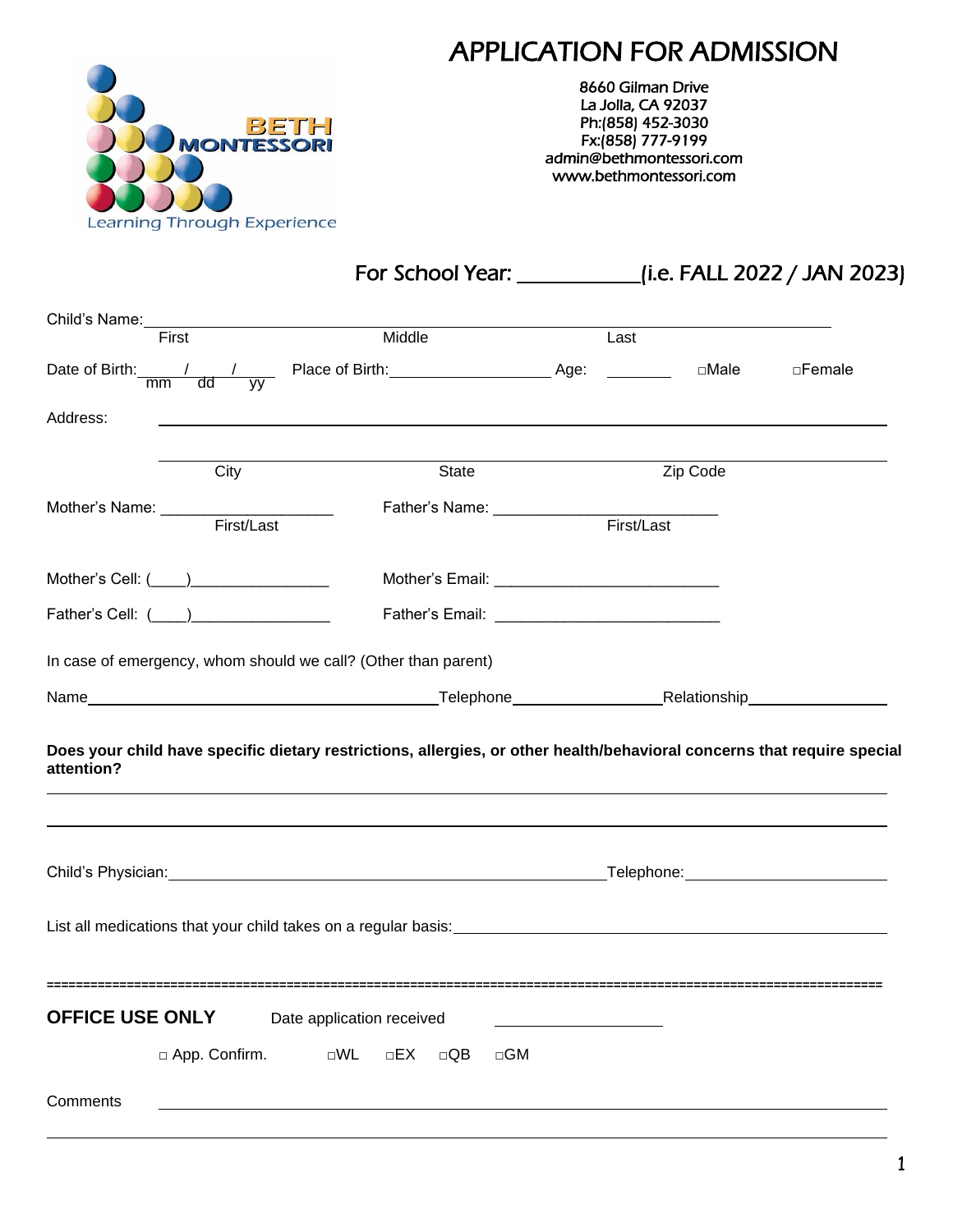BETH MONTESSORI

Learning Through Experience

# APPLICATION FOR ADMISSION

8660 Gilman Drive
La Jolla, CA 92037
Ph:(858) 452-3030
Fx:(858) 777-9199
admin@bethmontessori.com
www.bethmontessori.com

## For School Year: ___________(i.e. FALL 2022 / JAN 2023)

Child's Name: ______________________________________________
First Middle Last

Date of Birth: ____/____/____ Place of Birth: ________________ Age: ______ □Male □Female
mm dd yy

Address: ______________________________________________

______________________________________________
City State Zip Code

Mother's Name: ____________________ Father's Name: ________________________
First/Last First/Last

Mother's Cell: (____)________________ Mother's Email: __________________________

Father's Cell: (____)________________ Father's Email: __________________________

In case of emergency, whom should we call? (Other than parent)

Name________________________________________Telephone_________________Relationship________________

**Does your child have specific dietary restrictions, allergies, or other health/behavioral concerns that require special attention?**

______________________________________________

______________________________________________

Child's Physician: ______________________________________________Telephone: ______________________

List all medications that your child takes on a regular basis: ______________________________________________

==========================================================================================================

**OFFICE USE ONLY** Date application received ____________________

□ App. Confirm. □WL □EX □QB □GM

Comments ______________________________________________

______________________________________________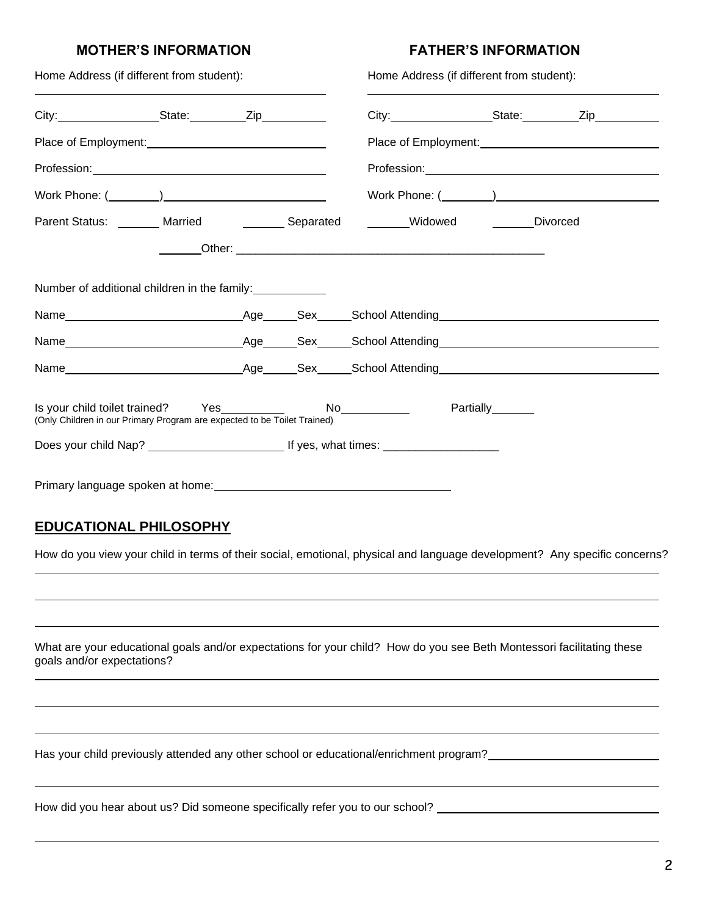**MOTHER'S INFORMATION**

Home Address (if different from student): \_\_\_\_\_\_\_\_\_\_\_\_\_\_\_\_\_\_\_\_

City:\_\_\_\_\_\_\_\_\_\_ State:\_\_\_\_\_\_ Zip\_\_\_\_\_\_

Place of Employment:\_\_\_\_\_\_\_\_\_\_\_\_\_\_\_\_\_\_\_\_

Profession:\_\_\_\_\_\_\_\_\_\_\_\_\_\_\_\_\_\_\_\_

Work Phone: (\_\_\_\_\_\_)\_\_\_\_\_\_\_\_\_\_\_\_\_\_\_\_\_\_\_\_

**FATHER'S INFORMATION**

Home Address (if different from student): \_\_\_\_\_\_\_\_\_\_\_\_\_\_\_\_\_\_\_\_

City:\_\_\_\_\_\_\_\_\_\_ State:\_\_\_\_\_\_ Zip\_\_\_\_\_\_

Place of Employment:\_\_\_\_\_\_\_\_\_\_\_\_\_\_\_\_\_\_\_\_

Profession:\_\_\_\_\_\_\_\_\_\_\_\_\_\_\_\_\_\_\_\_

Work Phone: (\_\_\_\_\_\_)\_\_\_\_\_\_\_\_\_\_\_\_\_\_\_\_\_\_\_\_

Parent Status: \_\_\_\_\_\_ Married \_\_\_\_\_\_ Separated \_\_\_\_\_\_ Widowed \_\_\_\_\_\_ Divorced

\_\_\_\_\_\_ Other: \_\_\_\_\_\_\_\_\_\_\_\_\_\_\_\_\_\_\_\_\_\_\_\_\_\_\_\_\_\_\_\_\_\_\_\_\_\_\_\_

Number of additional children in the family:\_\_\_\_\_\_

Name\_\_\_\_\_\_\_\_\_\_\_\_\_\_\_\_\_\_\_\_ Age\_\_\_\_ Sex\_\_\_\_ School Attending\_\_\_\_\_\_\_\_\_\_\_\_\_\_\_\_\_\_\_\_

Name\_\_\_\_\_\_\_\_\_\_\_\_\_\_\_\_\_\_\_\_ Age\_\_\_\_ Sex\_\_\_\_ School Attending\_\_\_\_\_\_\_\_\_\_\_\_\_\_\_\_\_\_\_\_

Name\_\_\_\_\_\_\_\_\_\_\_\_\_\_\_\_\_\_\_\_ Age\_\_\_\_ Sex\_\_\_\_ School Attending\_\_\_\_\_\_\_\_\_\_\_\_\_\_\_\_\_\_\_\_

Is your child toilet trained? Yes\_\_\_\_\_\_ No\_\_\_\_\_\_ Partially\_\_\_\_\_\_
(Only Children in our Primary Program are expected to be Toilet Trained)

Does your child Nap? \_\_\_\_\_\_\_\_\_\_\_\_\_\_ If yes, what times: \_\_\_\_\_\_\_\_\_\_\_\_\_\_

Primary language spoken at home:\_\_\_\_\_\_\_\_\_\_\_\_\_\_\_\_\_\_\_\_

## EDUCATIONAL PHILOSOPHY

How do you view your child in terms of their social, emotional, physical and language development? Any specific concerns?

\_\_\_\_\_\_\_\_\_\_\_\_\_\_\_\_\_\_\_\_\_\_\_\_\_\_\_\_\_\_\_\_\_\_\_\_\_\_\_\_

\_\_\_\_\_\_\_\_\_\_\_\_\_\_\_\_\_\_\_\_\_\_\_\_\_\_\_\_\_\_\_\_\_\_\_\_\_\_\_\_

\_\_\_\_\_\_\_\_\_\_\_\_\_\_\_\_\_\_\_\_\_\_\_\_\_\_\_\_\_\_\_\_\_\_\_\_\_\_\_\_

What are your educational goals and/or expectations for your child? How do you see Beth Montessori facilitating these goals and/or expectations?

\_\_\_\_\_\_\_\_\_\_\_\_\_\_\_\_\_\_\_\_\_\_\_\_\_\_\_\_\_\_\_\_\_\_\_\_\_\_\_\_

\_\_\_\_\_\_\_\_\_\_\_\_\_\_\_\_\_\_\_\_\_\_\_\_\_\_\_\_\_\_\_\_\_\_\_\_\_\_\_\_

\_\_\_\_\_\_\_\_\_\_\_\_\_\_\_\_\_\_\_\_\_\_\_\_\_\_\_\_\_\_\_\_\_\_\_\_\_\_\_\_

Has your child previously attended any other school or educational/enrichment program?\_\_\_\_\_\_\_\_\_\_\_\_\_\_\_\_\_\_\_\_

\_\_\_\_\_\_\_\_\_\_\_\_\_\_\_\_\_\_\_\_\_\_\_\_\_\_\_\_\_\_\_\_\_\_\_\_\_\_\_\_

How did you hear about us? Did someone specifically refer you to our school? \_\_\_\_\_\_\_\_\_\_\_\_\_\_\_\_\_\_\_\_

\_\_\_\_\_\_\_\_\_\_\_\_\_\_\_\_\_\_\_\_\_\_\_\_\_\_\_\_\_\_\_\_\_\_\_\_\_\_\_\_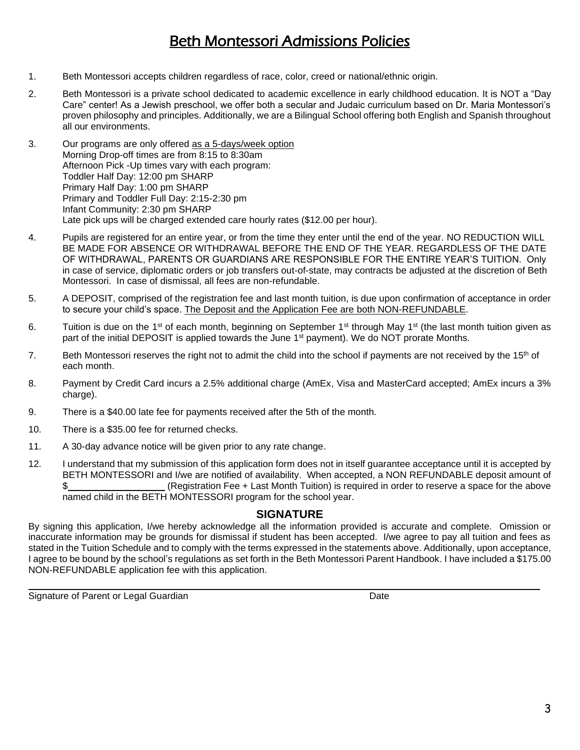# Beth Montessori Admissions Policies

1. Beth Montessori accepts children regardless of race, color, creed or national/ethnic origin.

2. Beth Montessori is a private school dedicated to academic excellence in early childhood education. It is NOT a "Day Care" center! As a Jewish preschool, we offer both a secular and Judaic curriculum based on Dr. Maria Montessori's proven philosophy and principles. Additionally, we are a Bilingual School offering both English and Spanish throughout all our environments.

3. Our programs are only offered as a 5-days/week option
   Morning Drop-off times are from 8:15 to 8:30am
   Afternoon Pick -Up times vary with each program:
   Toddler Half Day: 12:00 pm SHARP
   Primary Half Day: 1:00 pm SHARP
   Primary and Toddler Full Day: 2:15-2:30 pm
   Infant Community: 2:30 pm SHARP
   Late pick ups will be charged extended care hourly rates ($12.00 per hour).

4. Pupils are registered for an entire year, or from the time they enter until the end of the year. NO REDUCTION WILL BE MADE FOR ABSENCE OR WITHDRAWAL BEFORE THE END OF THE YEAR. REGARDLESS OF THE DATE OF WITHDRAWAL, PARENTS OR GUARDIANS ARE RESPONSIBLE FOR THE ENTIRE YEAR'S TUITION. Only in case of service, diplomatic orders or job transfers out-of-state, may contracts be adjusted at the discretion of Beth Montessori. In case of dismissal, all fees are non-refundable.

5. A DEPOSIT, comprised of the registration fee and last month tuition, is due upon confirmation of acceptance in order to secure your child's space. The Deposit and the Application Fee are both NON-REFUNDABLE.

6. Tuition is due on the 1st of each month, beginning on September 1st through May 1st (the last month tuition given as part of the initial DEPOSIT is applied towards the June 1st payment). We do NOT prorate Months.

7. Beth Montessori reserves the right not to admit the child into the school if payments are not received by the 15th of each month.

8. Payment by Credit Card incurs a 2.5% additional charge (AmEx, Visa and MasterCard accepted; AmEx incurs a 3% charge).

9. There is a $40.00 late fee for payments received after the 5th of the month.

10. There is a $35.00 fee for returned checks.

11. A 30-day advance notice will be given prior to any rate change.

12. I understand that my submission of this application form does not in itself guarantee acceptance until it is accepted by BETH MONTESSORI and I/we are notified of availability. When accepted, a NON REFUNDABLE deposit amount of $__________________ (Registration Fee + Last Month Tuition) is required in order to reserve a space for the above named child in the BETH MONTESSORI program for the school year.

## SIGNATURE

By signing this application, I/we hereby acknowledge all the information provided is accurate and complete. Omission or inaccurate information may be grounds for dismissal if student has been accepted. I/we agree to pay all tuition and fees as stated in the Tuition Schedule and to comply with the terms expressed in the statements above. Additionally, upon acceptance, I agree to be bound by the school's regulations as set forth in the Beth Montessori Parent Handbook. I have included a $175.00 NON-REFUNDABLE application fee with this application.

______________________________________________________________________________

Signature of Parent or Legal Guardian Date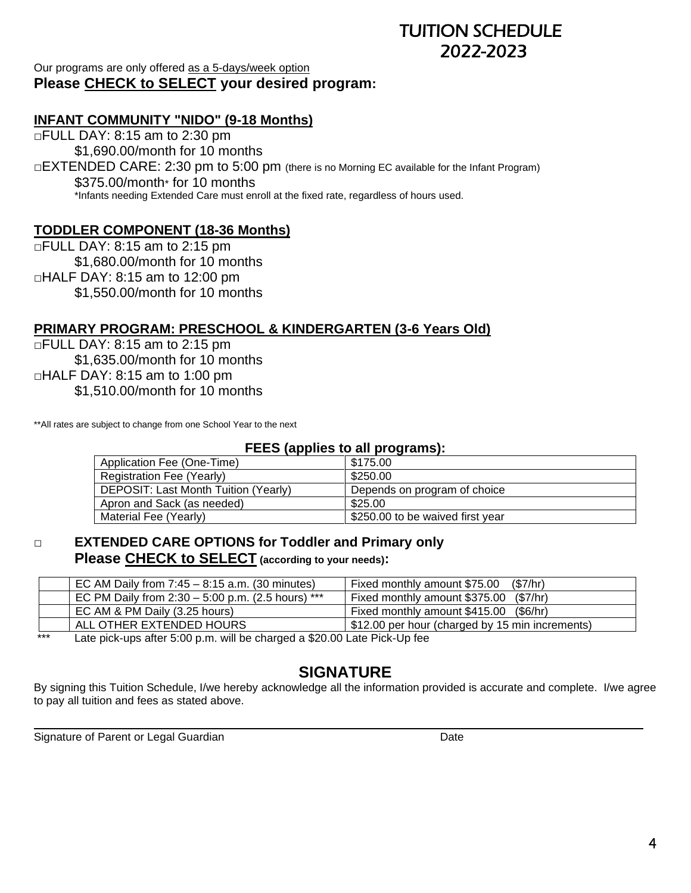# TUITION SCHEDULE 2022-2023

Our programs are only offered as a 5-days/week option

**Please CHECK to SELECT your desired program:**

## INFANT COMMUNITY "NIDO" (9-18 Months)

□FULL DAY: 8:15 am to 2:30 pm
$1,690.00/month for 10 months

□EXTENDED CARE: 2:30 pm to 5:00 pm (there is no Morning EC available for the Infant Program)
$375.00/month* for 10 months
*Infants needing Extended Care must enroll at the fixed rate, regardless of hours used.

## TODDLER COMPONENT (18-36 Months)

□FULL DAY: 8:15 am to 2:15 pm
$1,680.00/month for 10 months

□HALF DAY: 8:15 am to 12:00 pm
$1,550.00/month for 10 months

## PRIMARY PROGRAM: PRESCHOOL & KINDERGARTEN (3-6 Years Old)

□FULL DAY: 8:15 am to 2:15 pm
$1,635.00/month for 10 months

□HALF DAY: 8:15 am to 1:00 pm
$1,510.00/month for 10 months

**All rates are subject to change from one School Year to the next

**FEES (applies to all programs):**

| | |
|---|---|
| Application Fee (One-Time) | $175.00 |
| Registration Fee (Yearly) | $250.00 |
| DEPOSIT: Last Month Tuition (Yearly) | Depends on program of choice |
| Apron and Sack (as needed) | $25.00 |
| Material Fee (Yearly) | $250.00 to be waived first year |

□ **EXTENDED CARE OPTIONS for Toddler and Primary only**
**Please CHECK to SELECT (according to your needs):**

| | | |
|---|---|---|
| | EC AM Daily from 7:45 – 8:15 a.m. (30 minutes) | Fixed monthly amount $75.00 ($7/hr) |
| | EC PM Daily from 2:30 – 5:00 p.m. (2.5 hours) *** | Fixed monthly amount $375.00 ($7/hr) |
| | EC AM & PM Daily (3.25 hours) | Fixed monthly amount $415.00 ($6/hr) |
| | ALL OTHER EXTENDED HOURS | $12.00 per hour (charged by 15 min increments) |

*** Late pick-ups after 5:00 p.m. will be charged a $20.00 Late Pick-Up fee

## SIGNATURE

By signing this Tuition Schedule, I/we hereby acknowledge all the information provided is accurate and complete. I/we agree to pay all tuition and fees as stated above.

Signature of Parent or Legal Guardian Date